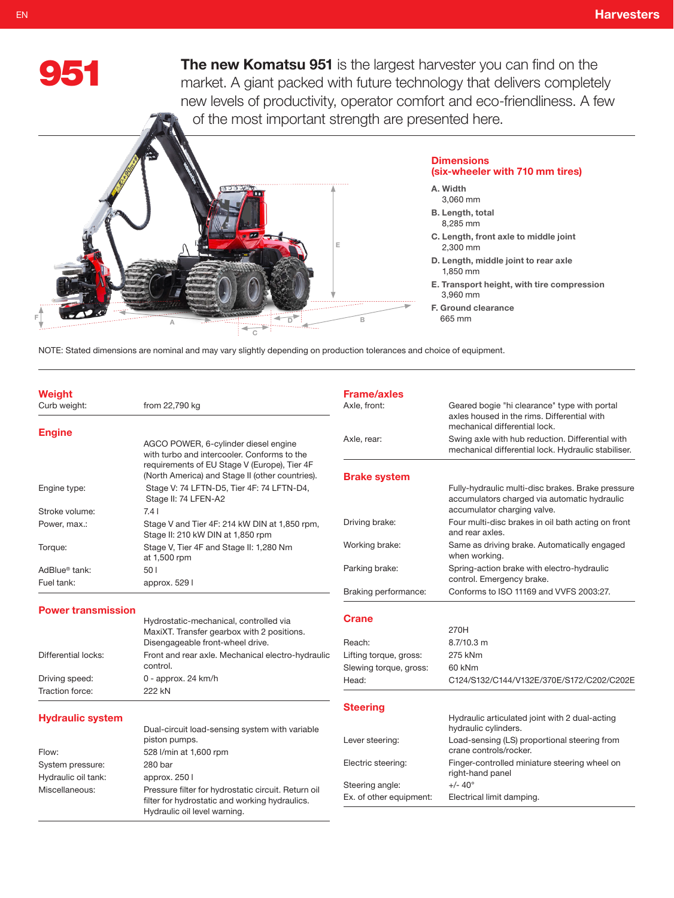# 951

**The new Komatsu 951** is the largest harvester you can find on the market. A giant packed with future technology that delivers completely new levels of productivity, operator comfort and eco-friendliness. A few of the most important strength are presented here.

## Dimensions (six-wheeler with 710 mm tires)

**A. Width**
3,060 mm

**B. Length, total**
8,285 mm

**C. Length, front axle to middle joint**
2,300 mm

**D. Length, middle joint to rear axle**
1,850 mm

**E. Transport height, with tire compression**
3,960 mm

**F. Ground clearance**
665 mm

NOTE: Stated dimensions are nominal and may vary slightly depending on production tolerances and choice of equipment.

## Weight

| | |
|---|---|
| Curb weight: | from 22,790 kg |

## Engine

| | |
|---|---|
| | AGCO POWER, 6-cylinder diesel engine with turbo and intercooler. Conforms to the requirements of EU Stage V (Europe), Tier 4F (North America) and Stage II (other countries). |
| Engine type: | Stage V: 74 LFTN-D5, Tier 4F: 74 LFTN-D4, Stage II: 74 LFEN-A2 |
| Stroke volume: | 7.4 l |
| Power, max.: | Stage V and Tier 4F: 214 kW DIN at 1,850 rpm, Stage II: 210 kW DIN at 1,850 rpm |
| Torque: | Stage V, Tier 4F and Stage II: 1,280 Nm at 1,500 rpm |
| AdBlue® tank: | 50 l |
| Fuel tank: | approx. 529 l |

## Power transmission

| | |
|---|---|
| | Hydrostatic-mechanical, controlled via MaxiXT. Transfer gearbox with 2 positions. Disengageable front-wheel drive. |
| Differential locks: | Front and rear axle. Mechanical electro-hydraulic control. |
| Driving speed: | 0 - approx. 24 km/h |
| Traction force: | 222 kN |

## Hydraulic system

| | |
|---|---|
| | Dual-circuit load-sensing system with variable piston pumps. |
| Flow: | 528 l/min at 1,600 rpm |
| System pressure: | 280 bar |
| Hydraulic oil tank: | approx. 250 l |
| Miscellaneous: | Pressure filter for hydrostatic circuit. Return oil filter for hydrostatic and working hydraulics. Hydraulic oil level warning. |

## Frame/axles

| | |
|---|---|
| Axle, front: | Geared bogie "hi clearance" type with portal axles housed in the rims. Differential with mechanical differential lock. |
| Axle, rear: | Swing axle with hub reduction. Differential with mechanical differential lock. Hydraulic stabiliser. |

## Brake system

| | |
|---|---|
| | Fully-hydraulic multi-disc brakes. Brake pressure accumulators charged via automatic hydraulic accumulator charging valve. |
| Driving brake: | Four multi-disc brakes in oil bath acting on front and rear axles. |
| Working brake: | Same as driving brake. Automatically engaged when working. |
| Parking brake: | Spring-action brake with electro-hydraulic control. Emergency brake. |
| Braking performance: | Conforms to ISO 11169 and VVFS 2003:27. |

## Crane

| | |
|---|---|
| | 270H |
| Reach: | 8.7/10.3 m |
| Lifting torque, gross: | 275 kNm |
| Slewing torque, gross: | 60 kNm |
| Head: | C124/S132/C144/V132E/370E/S172/C202/C202E |

## Steering

| | |
|---|---|
| | Hydraulic articulated joint with 2 dual-acting hydraulic cylinders. |
| Lever steering: | Load-sensing (LS) proportional steering from crane controls/rocker. |
| Electric steering: | Finger-controlled miniature steering wheel on right-hand panel |
| Steering angle: | +/- 40° |
| Ex. of other equipment: | Electrical limit damping. |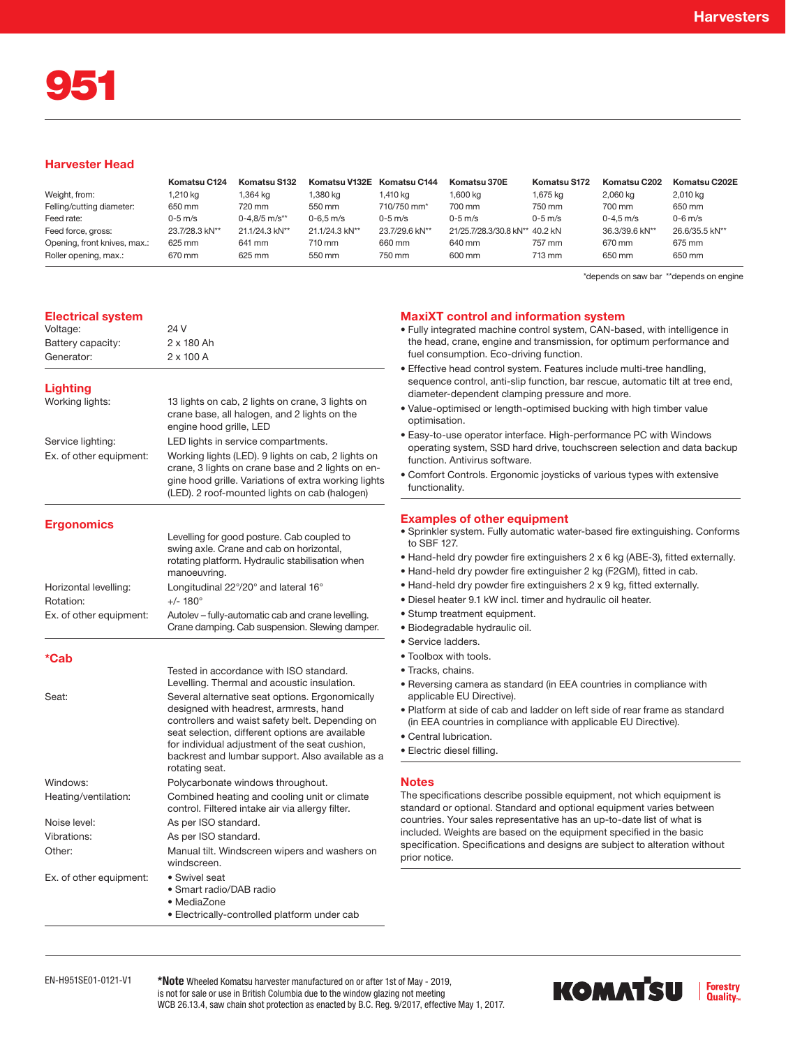# 951

## Harvester Head

| | Komatsu C124 | Komatsu S132 | Komatsu V132E | Komatsu C144 | Komatsu 370E | Komatsu S172 | Komatsu C202 | Komatsu C202E |
|---|---|---|---|---|---|---|---|---|
| Weight, from: | 1,210 kg | 1,364 kg | 1,380 kg | 1,410 kg | 1,600 kg | 1,675 kg | 2,060 kg | 2,010 kg |
| Felling/cutting diameter: | 650 mm | 720 mm | 550 mm | 710/750 mm* | 700 mm | 750 mm | 700 mm | 650 mm |
| Feed rate: | 0-5 m/s | 0-4,8/5 m/s** | 0-6,5 m/s | 0-5 m/s | 0-5 m/s | 0-5 m/s | 0-4,5 m/s | 0-6 m/s |
| Feed force, gross: | 23.7/28.3 kN** | 21.1/24.3 kN** | 21.1/24.3 kN** | 23.7/29.6 kN** | 21/25.7/28.3/30.8 kN** | 40.2 kN | 36.3/39.6 kN** | 26.6/35.5 kN** |
| Opening, front knives, max.: | 625 mm | 641 mm | 710 mm | 660 mm | 640 mm | 757 mm | 670 mm | 675 mm |
| Roller opening, max.: | 670 mm | 625 mm | 550 mm | 750 mm | 600 mm | 713 mm | 650 mm | 650 mm |

*depends on saw bar **depends on engine

## Electrical system

| | |
|---|---|
| Voltage: | 24 V |
| Battery capacity: | 2 x 180 Ah |
| Generator: | 2 x 100 A |

## Lighting

| | |
|---|---|
| Working lights: | 13 lights on cab, 2 lights on crane, 3 lights on crane base, all halogen, and 2 lights on the engine hood grille, LED |
| Service lighting: | LED lights in service compartments. |
| Ex. of other equipment: | Working lights (LED). 9 lights on cab, 2 lights on crane, 3 lights on crane base and 2 lights on engine hood grille. Variations of extra working lights (LED). 2 roof-mounted lights on cab (halogen) |

## Ergonomics

| | |
|---|---|
| | Levelling for good posture. Cab coupled to swing axle. Crane and cab on horizontal, rotating platform. Hydraulic stabilisation when manoeuvring. |
| Horizontal levelling: | Longitudinal 22°/20° and lateral 16° |
| Rotation: | +/- 180° |
| Ex. of other equipment: | Autolev – fully-automatic cab and crane levelling. Crane damping. Cab suspension. Slewing damper. |

## *Cab

| | |
|---|---|
| | Tested in accordance with ISO standard. Levelling. Thermal and acoustic insulation. |
| Seat: | Several alternative seat options. Ergonomically designed with headrest, armrests, hand controllers and waist safety belt. Depending on seat selection, different options are available for individual adjustment of the seat cushion, backrest and lumbar support. Also available as a rotating seat. |
| Windows: | Polycarbonate windows throughout. |
| Heating/ventilation: | Combined heating and cooling unit or climate control. Filtered intake air via allergy filter. |
| Noise level: | As per ISO standard. |
| Vibrations: | As per ISO standard. |
| Other: | Manual tilt. Windscreen wipers and washers on windscreen. |
| Ex. of other equipment: | • Swivel seat<br>• Smart radio/DAB radio<br>• MediaZone<br>• Electrically-controlled platform under cab |

## MaxiXT control and information system

- Fully integrated machine control system, CAN-based, with intelligence in the head, crane, engine and transmission, for optimum performance and fuel consumption. Eco-driving function.
- Effective head control system. Features include multi-tree handling, sequence control, anti-slip function, bar rescue, automatic tilt at tree end, diameter-dependent clamping pressure and more.
- Value-optimised or length-optimised bucking with high timber value optimisation.
- Easy-to-use operator interface. High-performance PC with Windows operating system, SSD hard drive, touchscreen selection and data backup function. Antivirus software.
- Comfort Controls. Ergonomic joysticks of various types with extensive functionality.

## Examples of other equipment

- Sprinkler system. Fully automatic water-based fire extinguishing. Conforms to SBF 127.
- Hand-held dry powder fire extinguishers 2 x 6 kg (ABE-3), fitted externally.
- Hand-held dry powder fire extinguisher 2 kg (F2GM), fitted in cab.
- Hand-held dry powder fire extinguishers 2 x 9 kg, fitted externally.
- Diesel heater 9.1 kW incl. timer and hydraulic oil heater.
- Stump treatment equipment.
- Biodegradable hydraulic oil.
- Service ladders.
- Toolbox with tools.
- Tracks, chains.
- Reversing camera as standard (in EEA countries in compliance with applicable EU Directive).
- Platform at side of cab and ladder on left side of rear frame as standard (in EEA countries in compliance with applicable EU Directive).
- Central lubrication.
- Electric diesel filling.

## Notes

The specifications describe possible equipment, not which equipment is standard or optional. Standard and optional equipment varies between countries. Your sales representative has an up-to-date list of what is included. Weights are based on the equipment specified in the basic specification. Specifications and designs are subject to alteration without prior notice.

EN-H951SE01-0121-V1

**\*Note** Wheeled Komatsu harvester manufactured on or after 1st of May - 2019, is not for sale or use in British Columbia due to the window glazing not meeting WCB 26.13.4, saw chain shot protection as enacted by B.C. Reg. 9/2017, effective May 1, 2017.

KOMATSU | Forestry Quality